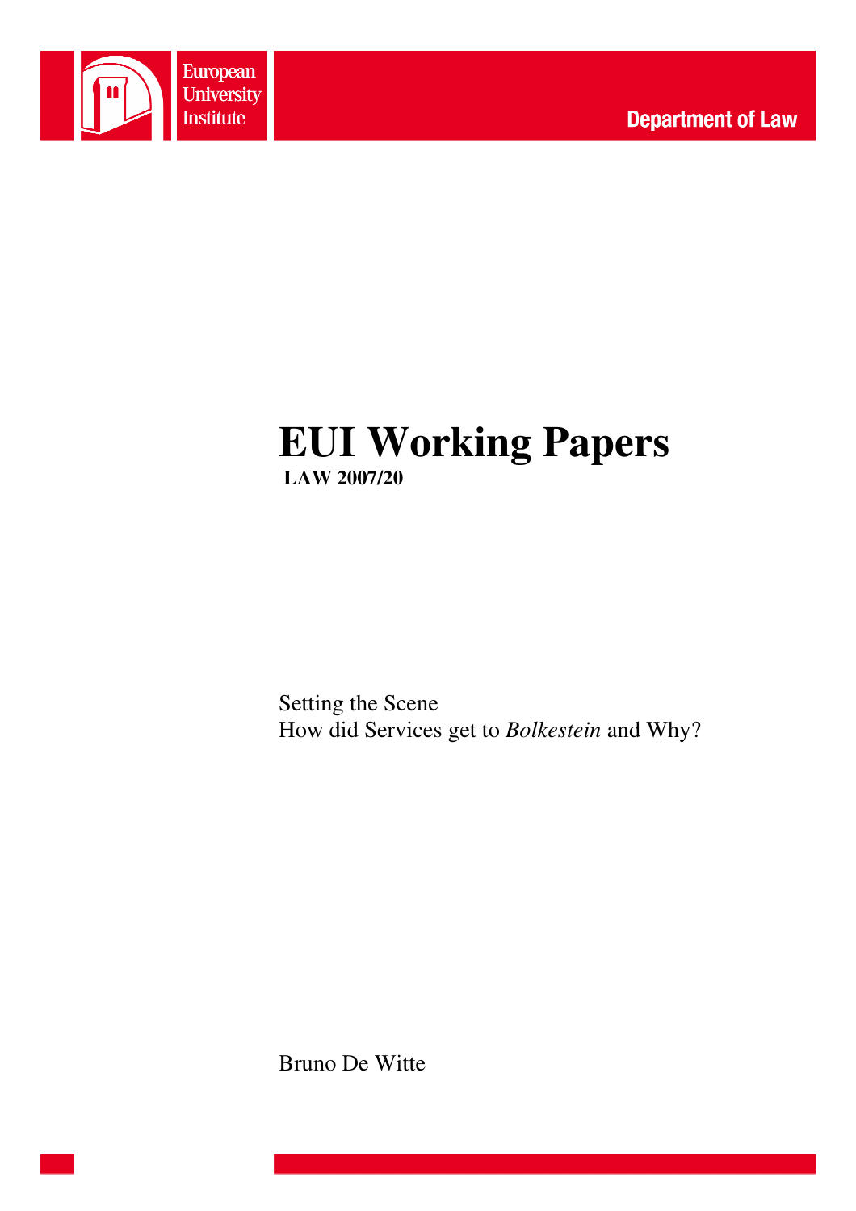European University Institute

Department of Law

# EUI Working Papers

**LAW 2007/20**

Setting the Scene
How did Services get to *Bolkestein* and Why?

Bruno De Witte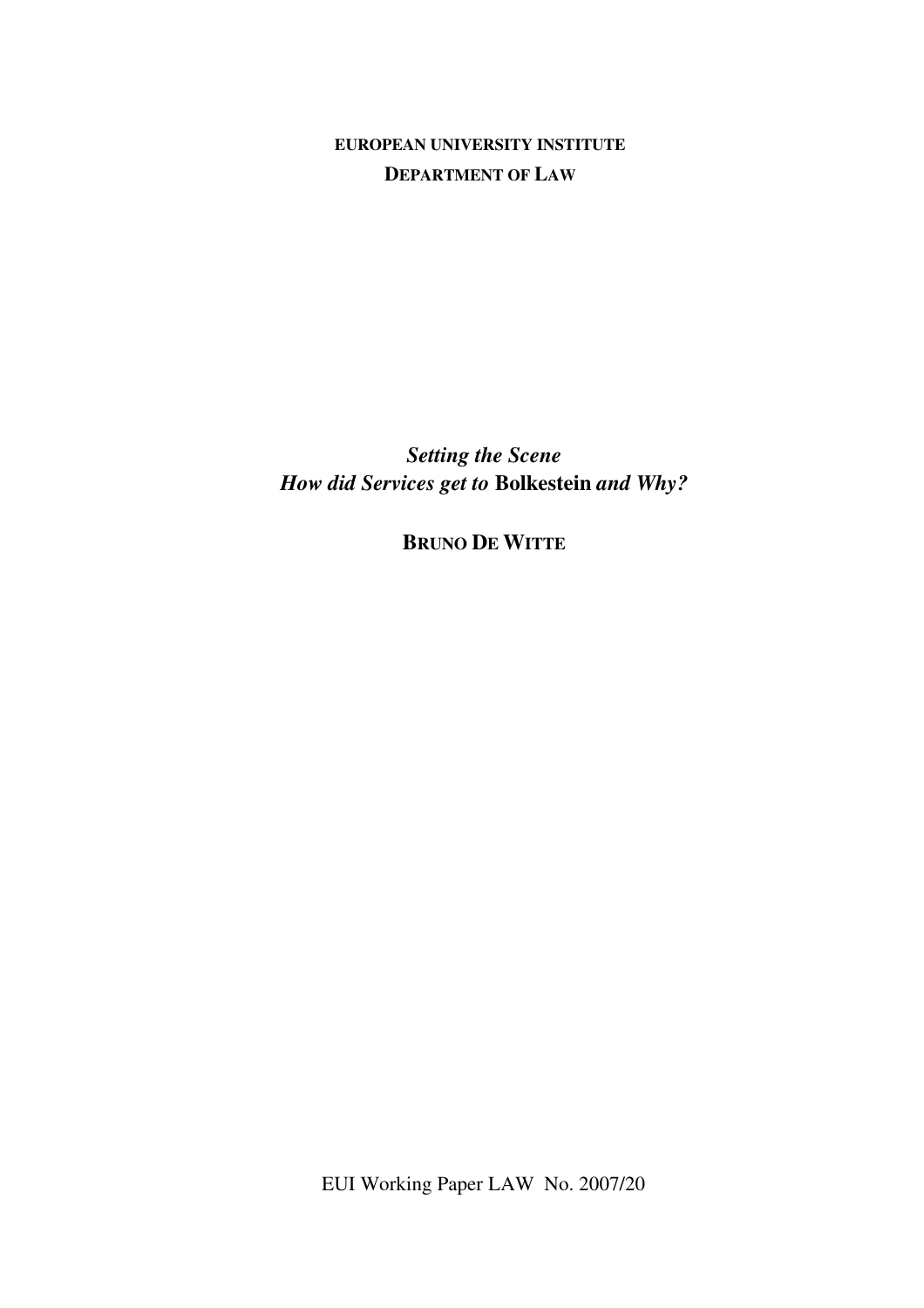**EUROPEAN UNIVERSITY INSTITUTE**

**DEPARTMENT OF LAW**

# *Setting the Scene*
# *How did Services get to* **Bolkestein** *and Why?*

**BRUNO DE WITTE**

EUI Working Paper LAW No. 2007/20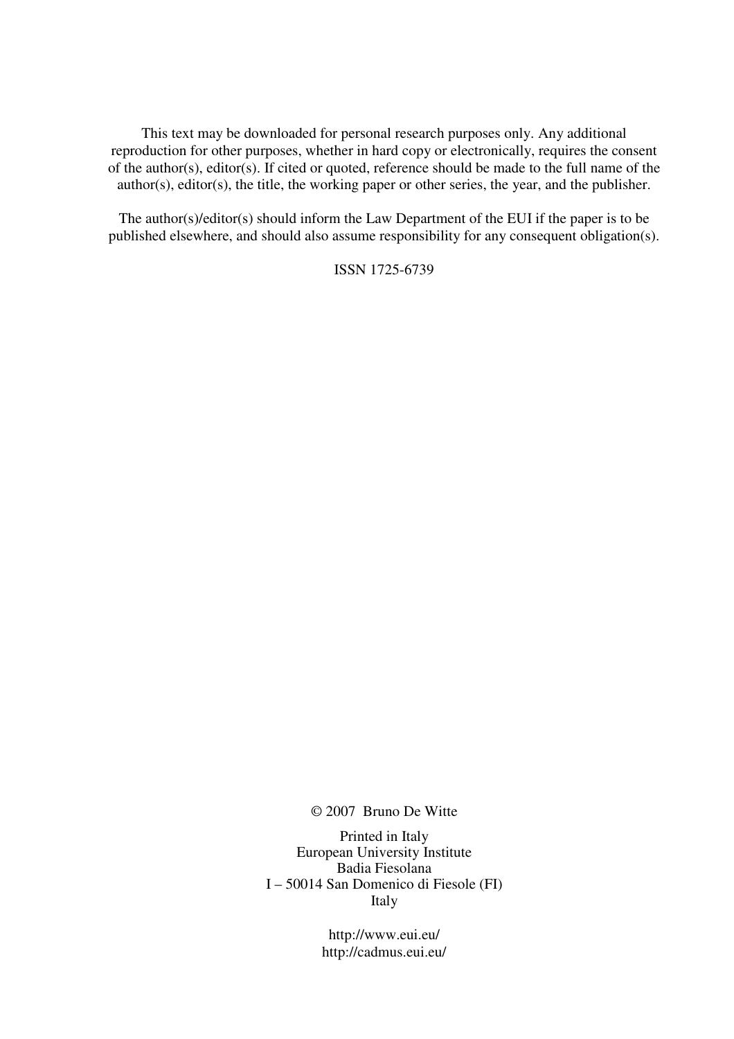This text may be downloaded for personal research purposes only. Any additional reproduction for other purposes, whether in hard copy or electronically, requires the consent of the author(s), editor(s). If cited or quoted, reference should be made to the full name of the author(s), editor(s), the title, the working paper or other series, the year, and the publisher.

The author(s)/editor(s) should inform the Law Department of the EUI if the paper is to be published elsewhere, and should also assume responsibility for any consequent obligation(s).

ISSN 1725-6739

© 2007 Bruno De Witte

Printed in Italy
European University Institute
Badia Fiesolana
I – 50014 San Domenico di Fiesole (FI)
Italy

http://www.eui.eu/
http://cadmus.eui.eu/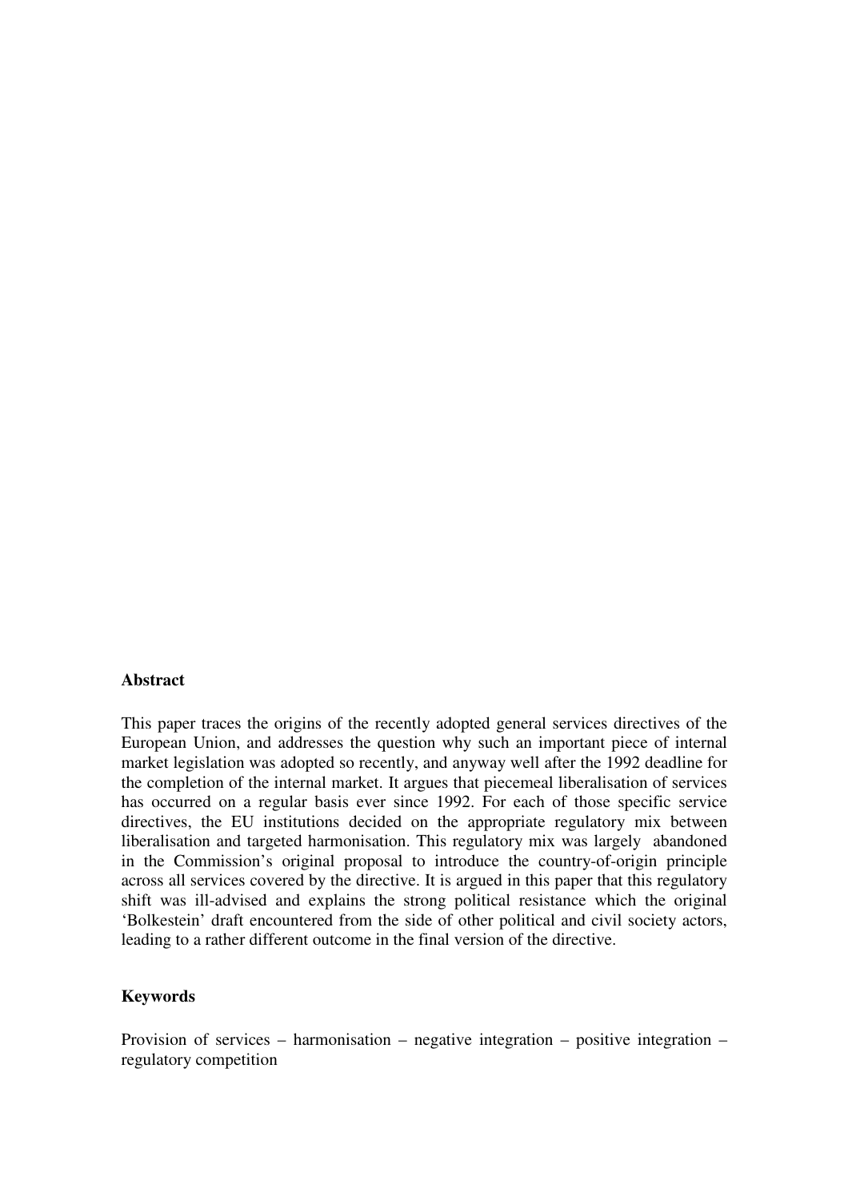## Abstract

This paper traces the origins of the recently adopted general services directives of the European Union, and addresses the question why such an important piece of internal market legislation was adopted so recently, and anyway well after the 1992 deadline for the completion of the internal market. It argues that piecemeal liberalisation of services has occurred on a regular basis ever since 1992. For each of those specific service directives, the EU institutions decided on the appropriate regulatory mix between liberalisation and targeted harmonisation. This regulatory mix was largely abandoned in the Commission's original proposal to introduce the country-of-origin principle across all services covered by the directive. It is argued in this paper that this regulatory shift was ill-advised and explains the strong political resistance which the original 'Bolkestein' draft encountered from the side of other political and civil society actors, leading to a rather different outcome in the final version of the directive.

## Keywords

Provision of services – harmonisation – negative integration – positive integration – regulatory competition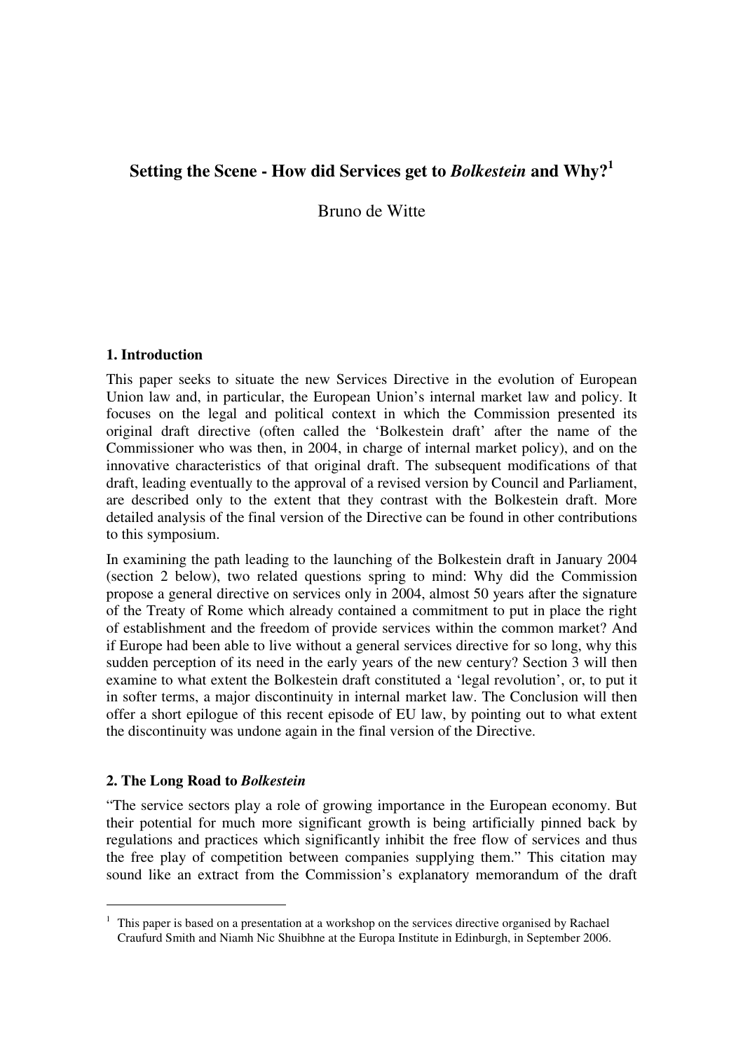## Setting the Scene - How did Services get to *Bolkestein* and Why?[1]

Bruno de Witte

### 1. Introduction

This paper seeks to situate the new Services Directive in the evolution of European Union law and, in particular, the European Union's internal market law and policy. It focuses on the legal and political context in which the Commission presented its original draft directive (often called the 'Bolkestein draft' after the name of the Commissioner who was then, in 2004, in charge of internal market policy), and on the innovative characteristics of that original draft. The subsequent modifications of that draft, leading eventually to the approval of a revised version by Council and Parliament, are described only to the extent that they contrast with the Bolkestein draft. More detailed analysis of the final version of the Directive can be found in other contributions to this symposium.

In examining the path leading to the launching of the Bolkestein draft in January 2004 (section 2 below), two related questions spring to mind: Why did the Commission propose a general directive on services only in 2004, almost 50 years after the signature of the Treaty of Rome which already contained a commitment to put in place the right of establishment and the freedom of provide services within the common market? And if Europe had been able to live without a general services directive for so long, why this sudden perception of its need in the early years of the new century? Section 3 will then examine to what extent the Bolkestein draft constituted a 'legal revolution', or, to put it in softer terms, a major discontinuity in internal market law. The Conclusion will then offer a short epilogue of this recent episode of EU law, by pointing out to what extent the discontinuity was undone again in the final version of the Directive.

### 2. The Long Road to *Bolkestein*

"The service sectors play a role of growing importance in the European economy. But their potential for much more significant growth is being artificially pinned back by regulations and practices which significantly inhibit the free flow of services and thus the free play of competition between companies supplying them." This citation may sound like an extract from the Commission's explanatory memorandum of the draft

[1] This paper is based on a presentation at a workshop on the services directive organised by Rachael Craufurd Smith and Niamh Nic Shuibhne at the Europa Institute in Edinburgh, in September 2006.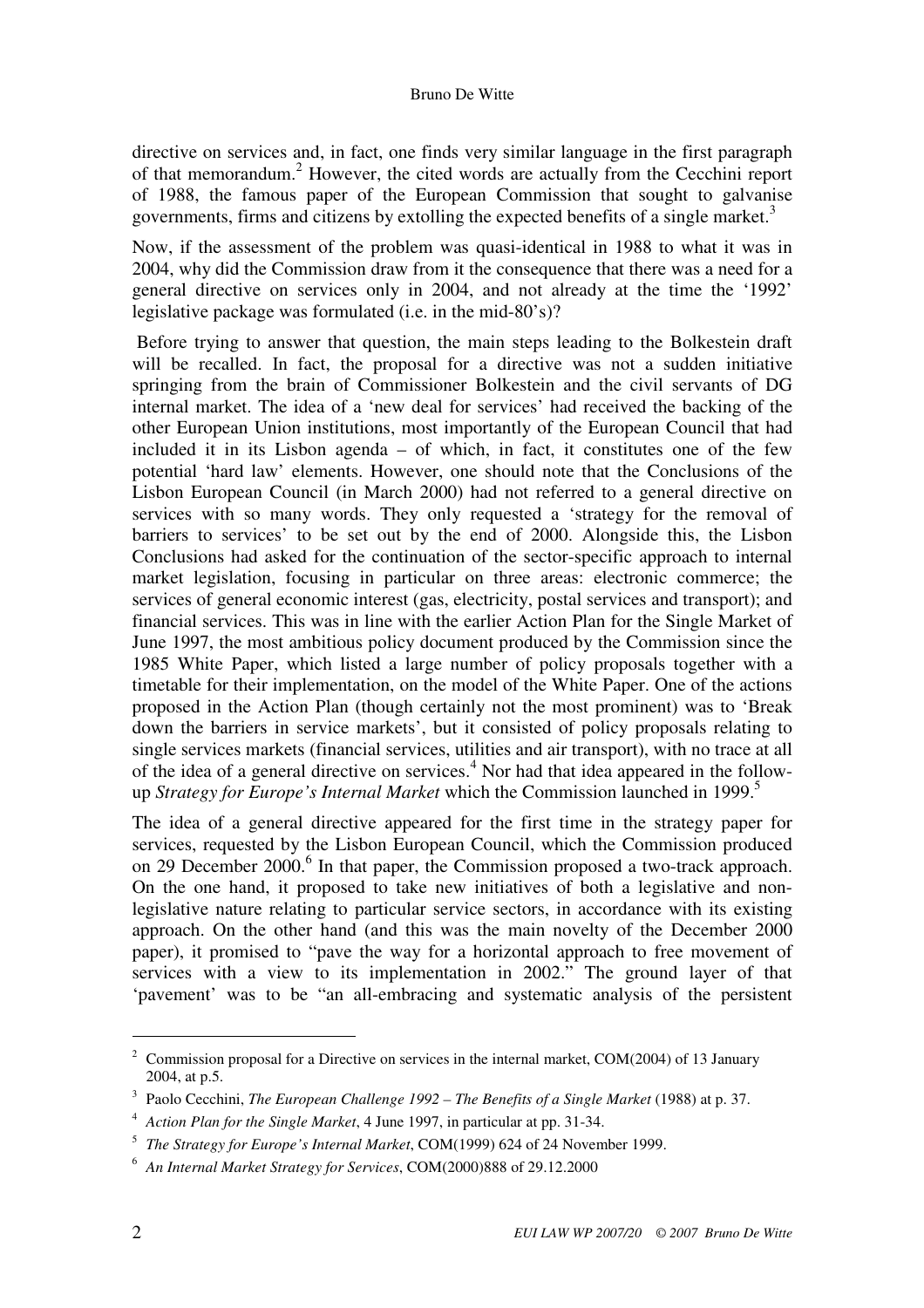directive on services and, in fact, one finds very similar language in the first paragraph of that memorandum.[2] However, the cited words are actually from the Cecchini report of 1988, the famous paper of the European Commission that sought to galvanise governments, firms and citizens by extolling the expected benefits of a single market.[3]

Now, if the assessment of the problem was quasi-identical in 1988 to what it was in 2004, why did the Commission draw from it the consequence that there was a need for a general directive on services only in 2004, and not already at the time the '1992' legislative package was formulated (i.e. in the mid-80's)?

Before trying to answer that question, the main steps leading to the Bolkestein draft will be recalled. In fact, the proposal for a directive was not a sudden initiative springing from the brain of Commissioner Bolkestein and the civil servants of DG internal market. The idea of a 'new deal for services' had received the backing of the other European Union institutions, most importantly of the European Council that had included it in its Lisbon agenda – of which, in fact, it constitutes one of the few potential 'hard law' elements. However, one should note that the Conclusions of the Lisbon European Council (in March 2000) had not referred to a general directive on services with so many words. They only requested a 'strategy for the removal of barriers to services' to be set out by the end of 2000. Alongside this, the Lisbon Conclusions had asked for the continuation of the sector-specific approach to internal market legislation, focusing in particular on three areas: electronic commerce; the services of general economic interest (gas, electricity, postal services and transport); and financial services. This was in line with the earlier Action Plan for the Single Market of June 1997, the most ambitious policy document produced by the Commission since the 1985 White Paper, which listed a large number of policy proposals together with a timetable for their implementation, on the model of the White Paper. One of the actions proposed in the Action Plan (though certainly not the most prominent) was to 'Break down the barriers in service markets', but it consisted of policy proposals relating to single services markets (financial services, utilities and air transport), with no trace at all of the idea of a general directive on services.[4] Nor had that idea appeared in the follow-up *Strategy for Europe's Internal Market* which the Commission launched in 1999.[5]

The idea of a general directive appeared for the first time in the strategy paper for services, requested by the Lisbon European Council, which the Commission produced on 29 December 2000.[6] In that paper, the Commission proposed a two-track approach. On the one hand, it proposed to take new initiatives of both a legislative and non-legislative nature relating to particular service sectors, in accordance with its existing approach. On the other hand (and this was the main novelty of the December 2000 paper), it promised to "pave the way for a horizontal approach to free movement of services with a view to its implementation in 2002." The ground layer of that 'pavement' was to be "an all-embracing and systematic analysis of the persistent

---

[2] Commission proposal for a Directive on services in the internal market, COM(2004) of 13 January 2004, at p.5.

[3] Paolo Cecchini, *The European Challenge 1992 – The Benefits of a Single Market* (1988) at p. 37.

[4] *Action Plan for the Single Market*, 4 June 1997, in particular at pp. 31-34.

[5] *The Strategy for Europe's Internal Market*, COM(1999) 624 of 24 November 1999.

[6] *An Internal Market Strategy for Services*, COM(2000)888 of 29.12.2000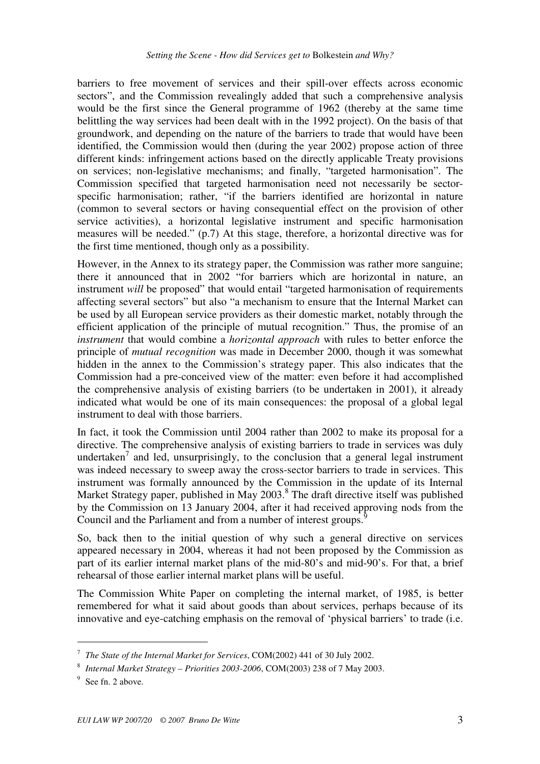barriers to free movement of services and their spill-over effects across economic sectors", and the Commission revealingly added that such a comprehensive analysis would be the first since the General programme of 1962 (thereby at the same time belittling the way services had been dealt with in the 1992 project). On the basis of that groundwork, and depending on the nature of the barriers to trade that would have been identified, the Commission would then (during the year 2002) propose action of three different kinds: infringement actions based on the directly applicable Treaty provisions on services; non-legislative mechanisms; and finally, "targeted harmonisation". The Commission specified that targeted harmonisation need not necessarily be sector-specific harmonisation; rather, "if the barriers identified are horizontal in nature (common to several sectors or having consequential effect on the provision of other service activities), a horizontal legislative instrument and specific harmonisation measures will be needed." (p.7) At this stage, therefore, a horizontal directive was for the first time mentioned, though only as a possibility.

However, in the Annex to its strategy paper, the Commission was rather more sanguine; there it announced that in 2002 "for barriers which are horizontal in nature, an instrument *will* be proposed" that would entail "targeted harmonisation of requirements affecting several sectors" but also "a mechanism to ensure that the Internal Market can be used by all European service providers as their domestic market, notably through the efficient application of the principle of mutual recognition." Thus, the promise of an *instrument* that would combine a *horizontal approach* with rules to better enforce the principle of *mutual recognition* was made in December 2000, though it was somewhat hidden in the annex to the Commission's strategy paper. This also indicates that the Commission had a pre-conceived view of the matter: even before it had accomplished the comprehensive analysis of existing barriers (to be undertaken in 2001), it already indicated what would be one of its main consequences: the proposal of a global legal instrument to deal with those barriers.

In fact, it took the Commission until 2004 rather than 2002 to make its proposal for a directive. The comprehensive analysis of existing barriers to trade in services was duly undertaken[7] and led, unsurprisingly, to the conclusion that a general legal instrument was indeed necessary to sweep away the cross-sector barriers to trade in services. This instrument was formally announced by the Commission in the update of its Internal Market Strategy paper, published in May 2003.[8] The draft directive itself was published by the Commission on 13 January 2004, after it had received approving nods from the Council and the Parliament and from a number of interest groups.[9]

So, back then to the initial question of why such a general directive on services appeared necessary in 2004, whereas it had not been proposed by the Commission as part of its earlier internal market plans of the mid-80's and mid-90's. For that, a brief rehearsal of those earlier internal market plans will be useful.

The Commission White Paper on completing the internal market, of 1985, is better remembered for what it said about goods than about services, perhaps because of its innovative and eye-catching emphasis on the removal of 'physical barriers' to trade (i.e.

---

[7] *The State of the Internal Market for Services*, COM(2002) 441 of 30 July 2002.

[8] *Internal Market Strategy – Priorities 2003-2006*, COM(2003) 238 of 7 May 2003.

[9] See fn. 2 above.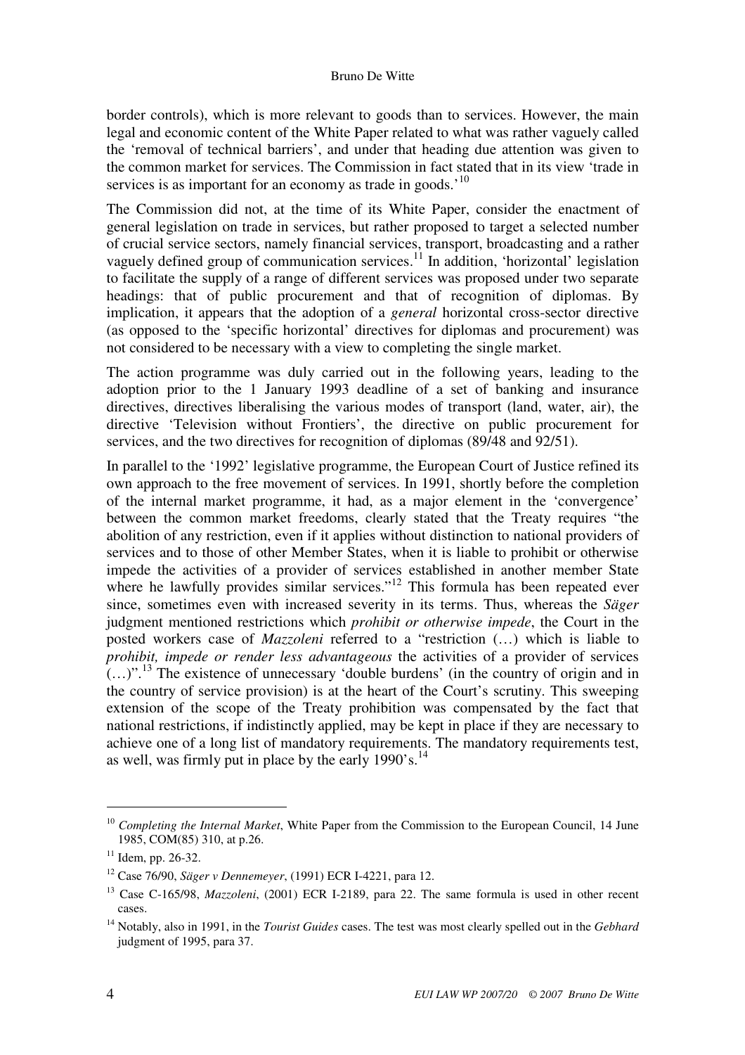border controls), which is more relevant to goods than to services. However, the main legal and economic content of the White Paper related to what was rather vaguely called the 'removal of technical barriers', and under that heading due attention was given to the common market for services. The Commission in fact stated that in its view 'trade in services is as important for an economy as trade in goods.'[10]

The Commission did not, at the time of its White Paper, consider the enactment of general legislation on trade in services, but rather proposed to target a selected number of crucial service sectors, namely financial services, transport, broadcasting and a rather vaguely defined group of communication services.[11] In addition, 'horizontal' legislation to facilitate the supply of a range of different services was proposed under two separate headings: that of public procurement and that of recognition of diplomas. By implication, it appears that the adoption of a *general* horizontal cross-sector directive (as opposed to the 'specific horizontal' directives for diplomas and procurement) was not considered to be necessary with a view to completing the single market.

The action programme was duly carried out in the following years, leading to the adoption prior to the 1 January 1993 deadline of a set of banking and insurance directives, directives liberalising the various modes of transport (land, water, air), the directive 'Television without Frontiers', the directive on public procurement for services, and the two directives for recognition of diplomas (89/48 and 92/51).

In parallel to the '1992' legislative programme, the European Court of Justice refined its own approach to the free movement of services. In 1991, shortly before the completion of the internal market programme, it had, as a major element in the 'convergence' between the common market freedoms, clearly stated that the Treaty requires "the abolition of any restriction, even if it applies without distinction to national providers of services and to those of other Member States, when it is liable to prohibit or otherwise impede the activities of a provider of services established in another member State where he lawfully provides similar services."[12] This formula has been repeated ever since, sometimes even with increased severity in its terms. Thus, whereas the *Säger* judgment mentioned restrictions which *prohibit or otherwise impede*, the Court in the posted workers case of *Mazzoleni* referred to a "restriction (…) which is liable to *prohibit, impede or render less advantageous* the activities of a provider of services (…)".[13] The existence of unnecessary 'double burdens' (in the country of origin and in the country of service provision) is at the heart of the Court's scrutiny. This sweeping extension of the scope of the Treaty prohibition was compensated by the fact that national restrictions, if indistinctly applied, may be kept in place if they are necessary to achieve one of a long list of mandatory requirements. The mandatory requirements test, as well, was firmly put in place by the early 1990's.[14]

---

[10] *Completing the Internal Market*, White Paper from the Commission to the European Council, 14 June 1985, COM(85) 310, at p.26.

[11] Idem, pp. 26-32.

[12] Case 76/90, *Säger v Dennemeyer*, (1991) ECR I-4221, para 12.

[13] Case C-165/98, *Mazzoleni*, (2001) ECR I-2189, para 22. The same formula is used in other recent cases.

[14] Notably, also in 1991, in the *Tourist Guides* cases. The test was most clearly spelled out in the *Gebhard* judgment of 1995, para 37.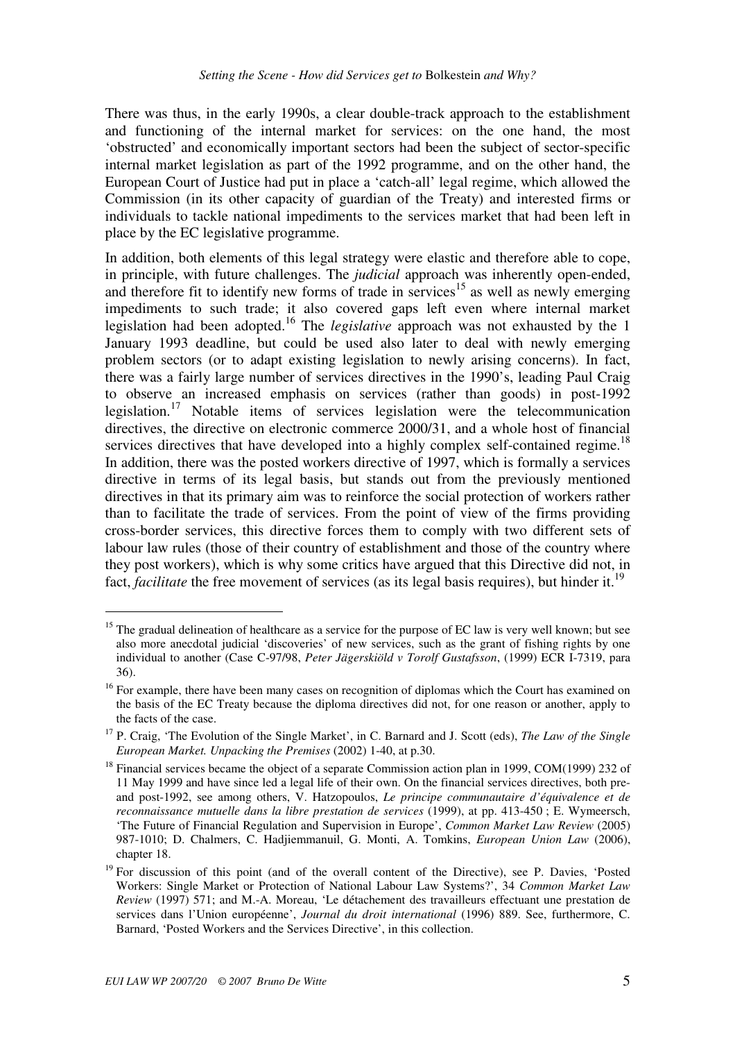There was thus, in the early 1990s, a clear double-track approach to the establishment and functioning of the internal market for services: on the one hand, the most 'obstructed' and economically important sectors had been the subject of sector-specific internal market legislation as part of the 1992 programme, and on the other hand, the European Court of Justice had put in place a 'catch-all' legal regime, which allowed the Commission (in its other capacity of guardian of the Treaty) and interested firms or individuals to tackle national impediments to the services market that had been left in place by the EC legislative programme.

In addition, both elements of this legal strategy were elastic and therefore able to cope, in principle, with future challenges. The *judicial* approach was inherently open-ended, and therefore fit to identify new forms of trade in services[15] as well as newly emerging impediments to such trade; it also covered gaps left even where internal market legislation had been adopted.[16] The *legislative* approach was not exhausted by the 1 January 1993 deadline, but could be used also later to deal with newly emerging problem sectors (or to adapt existing legislation to newly arising concerns). In fact, there was a fairly large number of services directives in the 1990's, leading Paul Craig to observe an increased emphasis on services (rather than goods) in post-1992 legislation.[17] Notable items of services legislation were the telecommunication directives, the directive on electronic commerce 2000/31, and a whole host of financial services directives that have developed into a highly complex self-contained regime.[18] In addition, there was the posted workers directive of 1997, which is formally a services directive in terms of its legal basis, but stands out from the previously mentioned directives in that its primary aim was to reinforce the social protection of workers rather than to facilitate the trade of services. From the point of view of the firms providing cross-border services, this directive forces them to comply with two different sets of labour law rules (those of their country of establishment and those of the country where they post workers), which is why some critics have argued that this Directive did not, in fact, *facilitate* the free movement of services (as its legal basis requires), but hinder it.[19]

---

[15] The gradual delineation of healthcare as a service for the purpose of EC law is very well known; but see also more anecdotal judicial 'discoveries' of new services, such as the grant of fishing rights by one individual to another (Case C-97/98, *Peter Jägerskiöld v Torolf Gustafsson*, (1999) ECR I-7319, para 36).

[16] For example, there have been many cases on recognition of diplomas which the Court has examined on the basis of the EC Treaty because the diploma directives did not, for one reason or another, apply to the facts of the case.

[17] P. Craig, 'The Evolution of the Single Market', in C. Barnard and J. Scott (eds), *The Law of the Single European Market. Unpacking the Premises* (2002) 1-40, at p.30.

[18] Financial services became the object of a separate Commission action plan in 1999, COM(1999) 232 of 11 May 1999 and have since led a legal life of their own. On the financial services directives, both pre- and post-1992, see among others, V. Hatzopoulos, *Le principe communautaire d'équivalence et de reconnaissance mutuelle dans la libre prestation de services* (1999), at pp. 413-450 ; E. Wymeersch, 'The Future of Financial Regulation and Supervision in Europe', *Common Market Law Review* (2005) 987-1010; D. Chalmers, C. Hadjiemmanuil, G. Monti, A. Tomkins, *European Union Law* (2006), chapter 18.

[19] For discussion of this point (and of the overall content of the Directive), see P. Davies, 'Posted Workers: Single Market or Protection of National Labour Law Systems?', 34 *Common Market Law Review* (1997) 571; and M.-A. Moreau, 'Le détachement des travailleurs effectuant une prestation de services dans l'Union européenne', *Journal du droit international* (1996) 889. See, furthermore, C. Barnard, 'Posted Workers and the Services Directive', in this collection.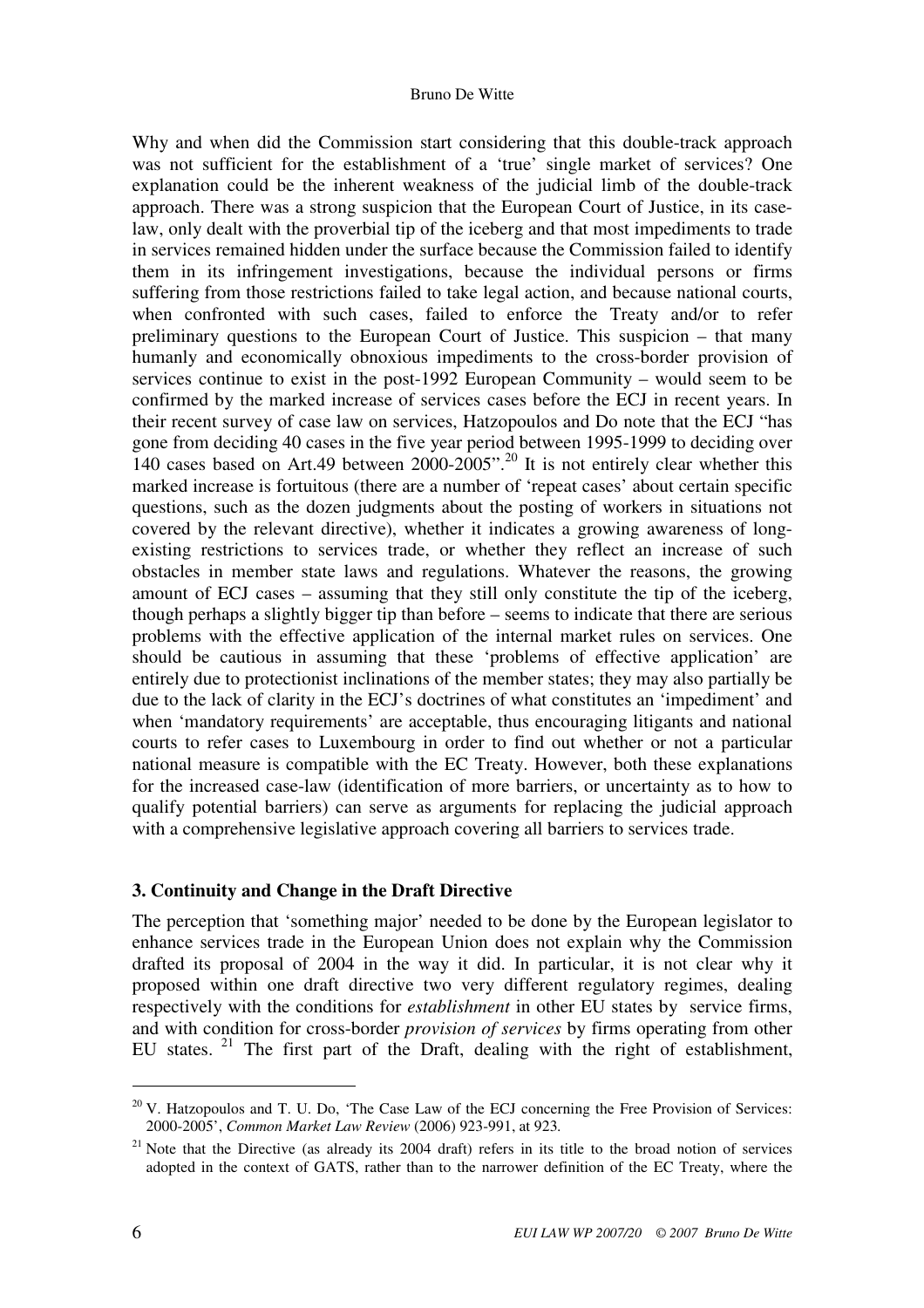Why and when did the Commission start considering that this double-track approach was not sufficient for the establishment of a 'true' single market of services? One explanation could be the inherent weakness of the judicial limb of the double-track approach. There was a strong suspicion that the European Court of Justice, in its case-law, only dealt with the proverbial tip of the iceberg and that most impediments to trade in services remained hidden under the surface because the Commission failed to identify them in its infringement investigations, because the individual persons or firms suffering from those restrictions failed to take legal action, and because national courts, when confronted with such cases, failed to enforce the Treaty and/or to refer preliminary questions to the European Court of Justice. This suspicion – that many humanly and economically obnoxious impediments to the cross-border provision of services continue to exist in the post-1992 European Community – would seem to be confirmed by the marked increase of services cases before the ECJ in recent years. In their recent survey of case law on services, Hatzopoulos and Do note that the ECJ "has gone from deciding 40 cases in the five year period between 1995-1999 to deciding over 140 cases based on Art.49 between 2000-2005".[20] It is not entirely clear whether this marked increase is fortuitous (there are a number of 'repeat cases' about certain specific questions, such as the dozen judgments about the posting of workers in situations not covered by the relevant directive), whether it indicates a growing awareness of long-existing restrictions to services trade, or whether they reflect an increase of such obstacles in member state laws and regulations. Whatever the reasons, the growing amount of ECJ cases – assuming that they still only constitute the tip of the iceberg, though perhaps a slightly bigger tip than before – seems to indicate that there are serious problems with the effective application of the internal market rules on services. One should be cautious in assuming that these 'problems of effective application' are entirely due to protectionist inclinations of the member states; they may also partially be due to the lack of clarity in the ECJ's doctrines of what constitutes an 'impediment' and when 'mandatory requirements' are acceptable, thus encouraging litigants and national courts to refer cases to Luxembourg in order to find out whether or not a particular national measure is compatible with the EC Treaty. However, both these explanations for the increased case-law (identification of more barriers, or uncertainty as to how to qualify potential barriers) can serve as arguments for replacing the judicial approach with a comprehensive legislative approach covering all barriers to services trade.

## 3. Continuity and Change in the Draft Directive

The perception that 'something major' needed to be done by the European legislator to enhance services trade in the European Union does not explain why the Commission drafted its proposal of 2004 in the way it did. In particular, it is not clear why it proposed within one draft directive two very different regulatory regimes, dealing respectively with the conditions for *establishment* in other EU states by service firms, and with condition for cross-border *provision of services* by firms operating from other EU states.[21] The first part of the Draft, dealing with the right of establishment,

---

[20] V. Hatzopoulos and T. U. Do, 'The Case Law of the ECJ concerning the Free Provision of Services: 2000-2005', *Common Market Law Review* (2006) 923-991, at 923.

[21] Note that the Directive (as already its 2004 draft) refers in its title to the broad notion of services adopted in the context of GATS, rather than to the narrower definition of the EC Treaty, where the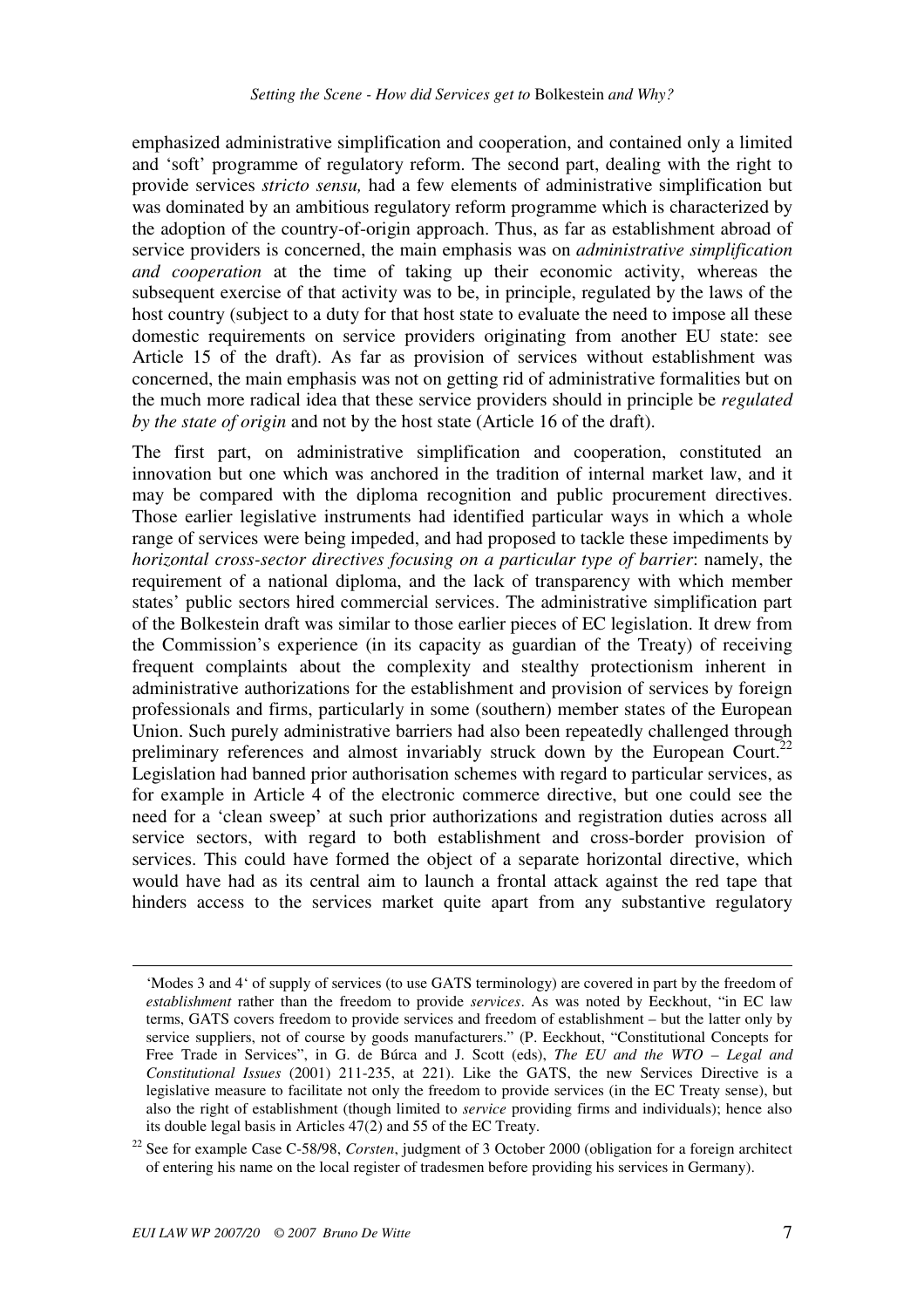emphasized administrative simplification and cooperation, and contained only a limited and 'soft' programme of regulatory reform. The second part, dealing with the right to provide services *stricto sensu,* had a few elements of administrative simplification but was dominated by an ambitious regulatory reform programme which is characterized by the adoption of the country-of-origin approach. Thus, as far as establishment abroad of service providers is concerned, the main emphasis was on *administrative simplification and cooperation* at the time of taking up their economic activity, whereas the subsequent exercise of that activity was to be, in principle, regulated by the laws of the host country (subject to a duty for that host state to evaluate the need to impose all these domestic requirements on service providers originating from another EU state: see Article 15 of the draft). As far as provision of services without establishment was concerned, the main emphasis was not on getting rid of administrative formalities but on the much more radical idea that these service providers should in principle be *regulated by the state of origin* and not by the host state (Article 16 of the draft).

The first part, on administrative simplification and cooperation, constituted an innovation but one which was anchored in the tradition of internal market law, and it may be compared with the diploma recognition and public procurement directives. Those earlier legislative instruments had identified particular ways in which a whole range of services were being impeded, and had proposed to tackle these impediments by *horizontal cross-sector directives focusing on a particular type of barrier*: namely, the requirement of a national diploma, and the lack of transparency with which member states' public sectors hired commercial services. The administrative simplification part of the Bolkestein draft was similar to those earlier pieces of EC legislation. It drew from the Commission's experience (in its capacity as guardian of the Treaty) of receiving frequent complaints about the complexity and stealthy protectionism inherent in administrative authorizations for the establishment and provision of services by foreign professionals and firms, particularly in some (southern) member states of the European Union. Such purely administrative barriers had also been repeatedly challenged through preliminary references and almost invariably struck down by the European Court.[22] Legislation had banned prior authorisation schemes with regard to particular services, as for example in Article 4 of the electronic commerce directive, but one could see the need for a 'clean sweep' at such prior authorizations and registration duties across all service sectors, with regard to both establishment and cross-border provision of services. This could have formed the object of a separate horizontal directive, which would have had as its central aim to launch a frontal attack against the red tape that hinders access to the services market quite apart from any substantive regulatory

---

'Modes 3 and 4' of supply of services (to use GATS terminology) are covered in part by the freedom of *establishment* rather than the freedom to provide *services*. As was noted by Eeckhout, "in EC law terms, GATS covers freedom to provide services and freedom of establishment – but the latter only by service suppliers, not of course by goods manufacturers." (P. Eeckhout, "Constitutional Concepts for Free Trade in Services", in G. de Búrca and J. Scott (eds), *The EU and the WTO – Legal and Constitutional Issues* (2001) 211-235, at 221). Like the GATS, the new Services Directive is a legislative measure to facilitate not only the freedom to provide services (in the EC Treaty sense), but also the right of establishment (though limited to *service* providing firms and individuals); hence also its double legal basis in Articles 47(2) and 55 of the EC Treaty.

[22] See for example Case C-58/98, *Corsten*, judgment of 3 October 2000 (obligation for a foreign architect of entering his name on the local register of tradesmen before providing his services in Germany).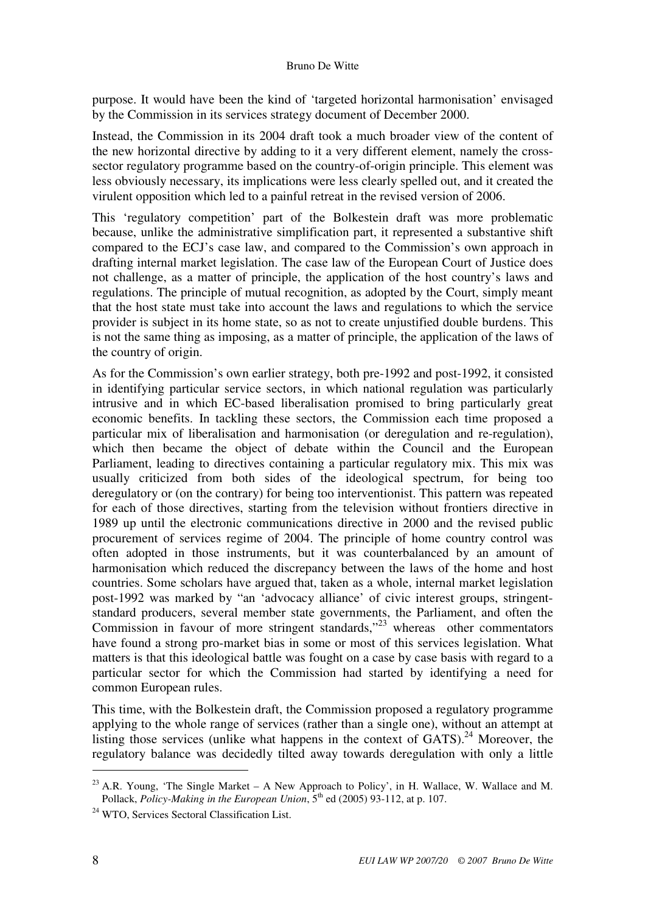purpose. It would have been the kind of 'targeted horizontal harmonisation' envisaged by the Commission in its services strategy document of December 2000.

Instead, the Commission in its 2004 draft took a much broader view of the content of the new horizontal directive by adding to it a very different element, namely the cross-sector regulatory programme based on the country-of-origin principle. This element was less obviously necessary, its implications were less clearly spelled out, and it created the virulent opposition which led to a painful retreat in the revised version of 2006.

This 'regulatory competition' part of the Bolkestein draft was more problematic because, unlike the administrative simplification part, it represented a substantive shift compared to the ECJ's case law, and compared to the Commission's own approach in drafting internal market legislation. The case law of the European Court of Justice does not challenge, as a matter of principle, the application of the host country's laws and regulations. The principle of mutual recognition, as adopted by the Court, simply meant that the host state must take into account the laws and regulations to which the service provider is subject in its home state, so as not to create unjustified double burdens. This is not the same thing as imposing, as a matter of principle, the application of the laws of the country of origin.

As for the Commission's own earlier strategy, both pre-1992 and post-1992, it consisted in identifying particular service sectors, in which national regulation was particularly intrusive and in which EC-based liberalisation promised to bring particularly great economic benefits. In tackling these sectors, the Commission each time proposed a particular mix of liberalisation and harmonisation (or deregulation and re-regulation), which then became the object of debate within the Council and the European Parliament, leading to directives containing a particular regulatory mix. This mix was usually criticized from both sides of the ideological spectrum, for being too deregulatory or (on the contrary) for being too interventionist. This pattern was repeated for each of those directives, starting from the television without frontiers directive in 1989 up until the electronic communications directive in 2000 and the revised public procurement of services regime of 2004. The principle of home country control was often adopted in those instruments, but it was counterbalanced by an amount of harmonisation which reduced the discrepancy between the laws of the home and host countries. Some scholars have argued that, taken as a whole, internal market legislation post-1992 was marked by "an 'advocacy alliance' of civic interest groups, stringent-standard producers, several member state governments, the Parliament, and often the Commission in favour of more stringent standards,"[23] whereas other commentators have found a strong pro-market bias in some or most of this services legislation. What matters is that this ideological battle was fought on a case by case basis with regard to a particular sector for which the Commission had started by identifying a need for common European rules.

This time, with the Bolkestein draft, the Commission proposed a regulatory programme applying to the whole range of services (rather than a single one), without an attempt at listing those services (unlike what happens in the context of GATS).[24] Moreover, the regulatory balance was decidedly tilted away towards deregulation with only a little

---

[23] A.R. Young, 'The Single Market – A New Approach to Policy', in H. Wallace, W. Wallace and M. Pollack, *Policy-Making in the European Union*, 5th ed (2005) 93-112, at p. 107.

[24] WTO, Services Sectoral Classification List.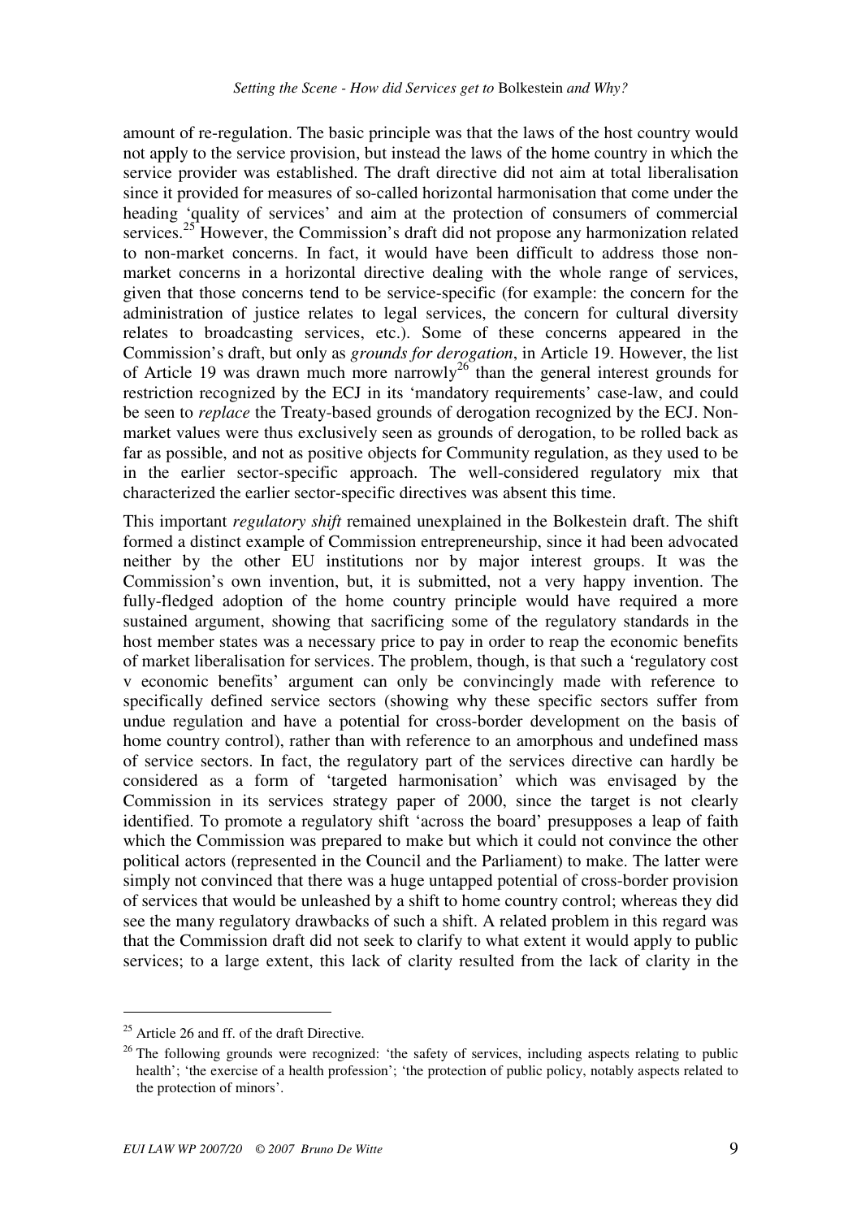amount of re-regulation. The basic principle was that the laws of the host country would not apply to the service provision, but instead the laws of the home country in which the service provider was established. The draft directive did not aim at total liberalisation since it provided for measures of so-called horizontal harmonisation that come under the heading 'quality of services' and aim at the protection of consumers of commercial services.[25] However, the Commission's draft did not propose any harmonization related to non-market concerns. In fact, it would have been difficult to address those non-market concerns in a horizontal directive dealing with the whole range of services, given that those concerns tend to be service-specific (for example: the concern for the administration of justice relates to legal services, the concern for cultural diversity relates to broadcasting services, etc.). Some of these concerns appeared in the Commission's draft, but only as *grounds for derogation*, in Article 19. However, the list of Article 19 was drawn much more narrowly[26] than the general interest grounds for restriction recognized by the ECJ in its 'mandatory requirements' case-law, and could be seen to *replace* the Treaty-based grounds of derogation recognized by the ECJ. Non-market values were thus exclusively seen as grounds of derogation, to be rolled back as far as possible, and not as positive objects for Community regulation, as they used to be in the earlier sector-specific approach. The well-considered regulatory mix that characterized the earlier sector-specific directives was absent this time.

This important *regulatory shift* remained unexplained in the Bolkestein draft. The shift formed a distinct example of Commission entrepreneurship, since it had been advocated neither by the other EU institutions nor by major interest groups. It was the Commission's own invention, but, it is submitted, not a very happy invention. The fully-fledged adoption of the home country principle would have required a more sustained argument, showing that sacrificing some of the regulatory standards in the host member states was a necessary price to pay in order to reap the economic benefits of market liberalisation for services. The problem, though, is that such a 'regulatory cost v economic benefits' argument can only be convincingly made with reference to specifically defined service sectors (showing why these specific sectors suffer from undue regulation and have a potential for cross-border development on the basis of home country control), rather than with reference to an amorphous and undefined mass of service sectors. In fact, the regulatory part of the services directive can hardly be considered as a form of 'targeted harmonisation' which was envisaged by the Commission in its services strategy paper of 2000, since the target is not clearly identified. To promote a regulatory shift 'across the board' presupposes a leap of faith which the Commission was prepared to make but which it could not convince the other political actors (represented in the Council and the Parliament) to make. The latter were simply not convinced that there was a huge untapped potential of cross-border provision of services that would be unleashed by a shift to home country control; whereas they did see the many regulatory drawbacks of such a shift. A related problem in this regard was that the Commission draft did not seek to clarify to what extent it would apply to public services; to a large extent, this lack of clarity resulted from the lack of clarity in the

---

[25] Article 26 and ff. of the draft Directive.

[26] The following grounds were recognized: 'the safety of services, including aspects relating to public health'; 'the exercise of a health profession'; 'the protection of public policy, notably aspects related to the protection of minors'.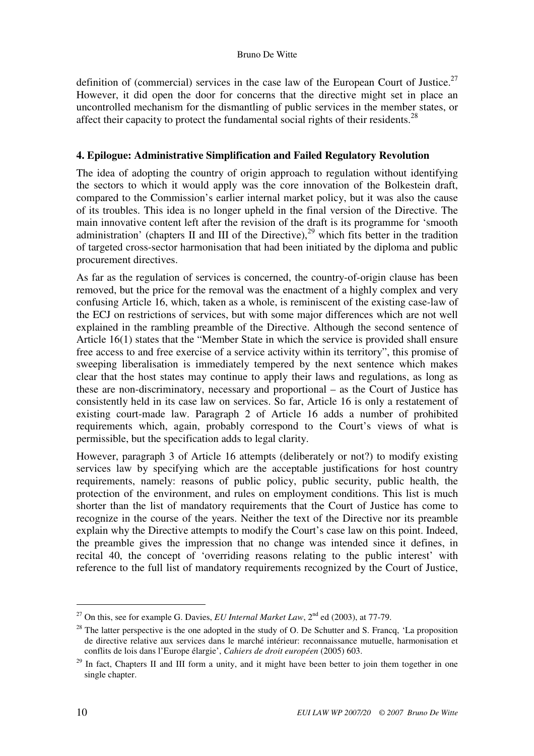definition of (commercial) services in the case law of the European Court of Justice.[27] However, it did open the door for concerns that the directive might set in place an uncontrolled mechanism for the dismantling of public services in the member states, or affect their capacity to protect the fundamental social rights of their residents.[28]

## 4. Epilogue: Administrative Simplification and Failed Regulatory Revolution

The idea of adopting the country of origin approach to regulation without identifying the sectors to which it would apply was the core innovation of the Bolkestein draft, compared to the Commission's earlier internal market policy, but it was also the cause of its troubles. This idea is no longer upheld in the final version of the Directive. The main innovative content left after the revision of the draft is its programme for 'smooth administration' (chapters II and III of the Directive),[29] which fits better in the tradition of targeted cross-sector harmonisation that had been initiated by the diploma and public procurement directives.

As far as the regulation of services is concerned, the country-of-origin clause has been removed, but the price for the removal was the enactment of a highly complex and very confusing Article 16, which, taken as a whole, is reminiscent of the existing case-law of the ECJ on restrictions of services, but with some major differences which are not well explained in the rambling preamble of the Directive. Although the second sentence of Article 16(1) states that the "Member State in which the service is provided shall ensure free access to and free exercise of a service activity within its territory", this promise of sweeping liberalisation is immediately tempered by the next sentence which makes clear that the host states may continue to apply their laws and regulations, as long as these are non-discriminatory, necessary and proportional – as the Court of Justice has consistently held in its case law on services. So far, Article 16 is only a restatement of existing court-made law. Paragraph 2 of Article 16 adds a number of prohibited requirements which, again, probably correspond to the Court's views of what is permissible, but the specification adds to legal clarity.

However, paragraph 3 of Article 16 attempts (deliberately or not?) to modify existing services law by specifying which are the acceptable justifications for host country requirements, namely: reasons of public policy, public security, public health, the protection of the environment, and rules on employment conditions. This list is much shorter than the list of mandatory requirements that the Court of Justice has come to recognize in the course of the years. Neither the text of the Directive nor its preamble explain why the Directive attempts to modify the Court's case law on this point. Indeed, the preamble gives the impression that no change was intended since it defines, in recital 40, the concept of 'overriding reasons relating to the public interest' with reference to the full list of mandatory requirements recognized by the Court of Justice,

---

[27] On this, see for example G. Davies, *EU Internal Market Law*, 2nd ed (2003), at 77-79.

[28] The latter perspective is the one adopted in the study of O. De Schutter and S. Francq, 'La proposition de directive relative aux services dans le marché intérieur: reconnaissance mutuelle, harmonisation et conflits de lois dans l'Europe élargie', *Cahiers de droit européen* (2005) 603.

[29] In fact, Chapters II and III form a unity, and it might have been better to join them together in one single chapter.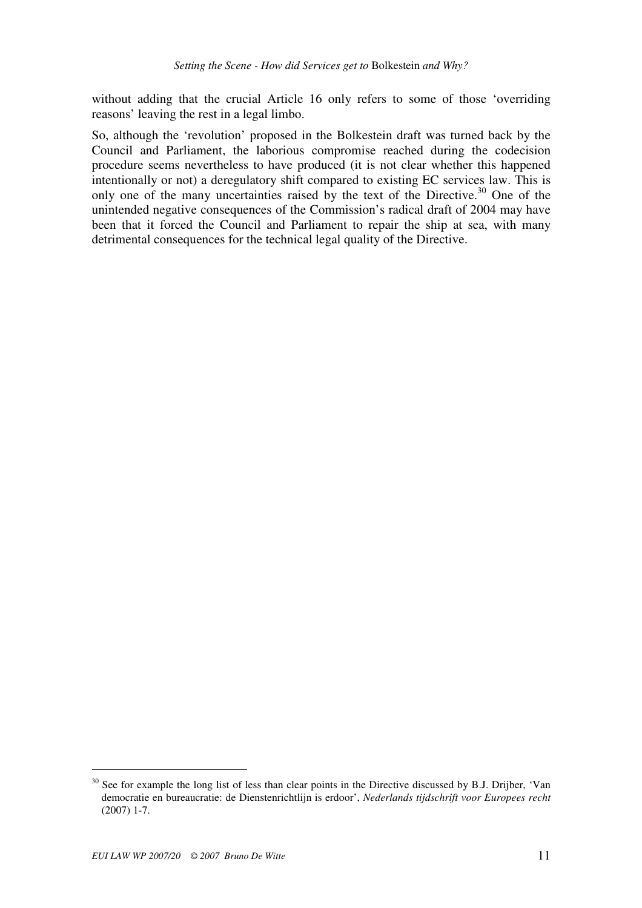without adding that the crucial Article 16 only refers to some of those 'overriding reasons' leaving the rest in a legal limbo.

So, although the 'revolution' proposed in the Bolkestein draft was turned back by the Council and Parliament, the laborious compromise reached during the codecision procedure seems nevertheless to have produced (it is not clear whether this happened intentionally or not) a deregulatory shift compared to existing EC services law. This is only one of the many uncertainties raised by the text of the Directive.[30] One of the unintended negative consequences of the Commission's radical draft of 2004 may have been that it forced the Council and Parliament to repair the ship at sea, with many detrimental consequences for the technical legal quality of the Directive.

---

[30] See for example the long list of less than clear points in the Directive discussed by B.J. Drijber, 'Van democratie en bureaucratie: de Dienstenrichtlijn is erdoor', *Nederlands tijdschrift voor Europees recht* (2007) 1-7.